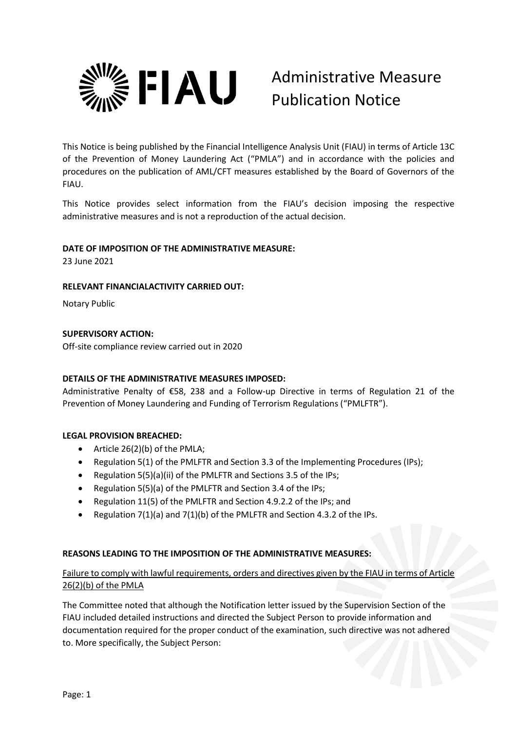# FIAU Administrative Measure Publication Notice

This Notice is being published by the Financial Intelligence Analysis Unit (FIAU) in terms of Article 13C of the Prevention of Money Laundering Act ("PMLA") and in accordance with the policies and procedures on the publication of AML/CFT measures established by the Board of Governors of the FIAU.

This Notice provides select information from the FIAU's decision imposing the respective administrative measures and is not a reproduction of the actual decision.

**DATE OF IMPOSITION OF THE ADMINISTRATIVE MEASURE:**

23 June 2021

**RELEVANT FINANCIALACTIVITY CARRIED OUT:**

Notary Public

**SUPERVISORY ACTION:**

Off-site compliance review carried out in 2020

**DETAILS OF THE ADMINISTRATIVE MEASURES IMPOSED:**

Administrative Penalty of €58, 238 and a Follow-up Directive in terms of Regulation 21 of the Prevention of Money Laundering and Funding of Terrorism Regulations ("PMLFTR").

**LEGAL PROVISION BREACHED:**

- Article 26(2)(b) of the PMLA;
- Regulation 5(1) of the PMLFTR and Section 3.3 of the Implementing Procedures (IPs);
- Regulation 5(5)(a)(ii) of the PMLFTR and Sections 3.5 of the IPs;
- Regulation 5(5)(a) of the PMLFTR and Section 3.4 of the IPs;
- Regulation 11(5) of the PMLFTR and Section 4.9.2.2 of the IPs; and
- Regulation 7(1)(a) and 7(1)(b) of the PMLFTR and Section 4.3.2 of the IPs.

**REASONS LEADING TO THE IMPOSITION OF THE ADMINISTRATIVE MEASURES:**

<u>Failure to comply with lawful requirements, orders and directives given by the FIAU in terms of Article 26(2)(b) of the PMLA</u>

The Committee noted that although the Notification letter issued by the Supervision Section of the FIAU included detailed instructions and directed the Subject Person to provide information and documentation required for the proper conduct of the examination, such directive was not adhered to. More specifically, the Subject Person: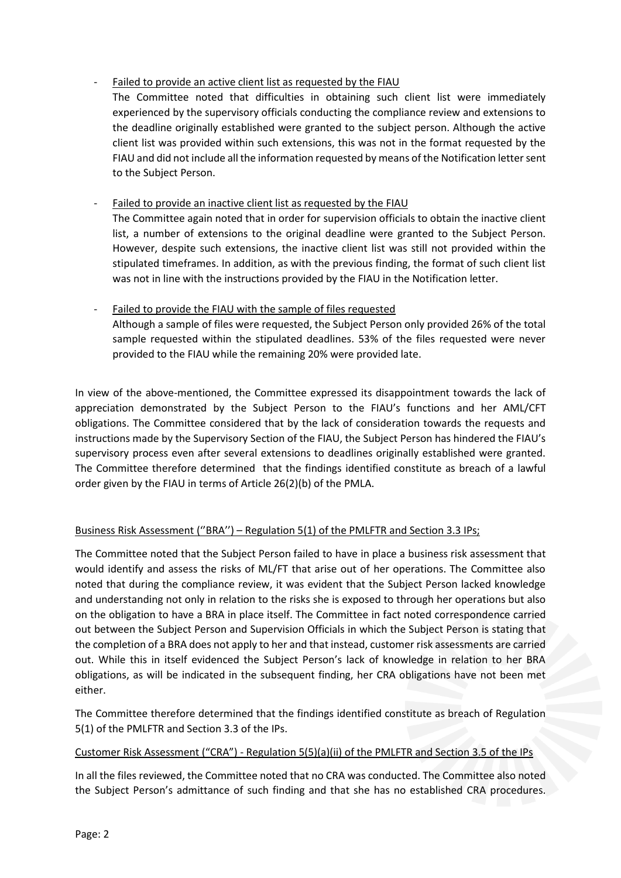- <u>Failed to provide an active client list as requested by the FIAU</u>
  The Committee noted that difficulties in obtaining such client list were immediately experienced by the supervisory officials conducting the compliance review and extensions to the deadline originally established were granted to the subject person. Although the active client list was provided within such extensions, this was not in the format requested by the FIAU and did not include all the information requested by means of the Notification letter sent to the Subject Person.

- <u>Failed to provide an inactive client list as requested by the FIAU</u>
  The Committee again noted that in order for supervision officials to obtain the inactive client list, a number of extensions to the original deadline were granted to the Subject Person. However, despite such extensions, the inactive client list was still not provided within the stipulated timeframes. In addition, as with the previous finding, the format of such client list was not in line with the instructions provided by the FIAU in the Notification letter.

- <u>Failed to provide the FIAU with the sample of files requested</u>
  Although a sample of files were requested, the Subject Person only provided 26% of the total sample requested within the stipulated deadlines. 53% of the files requested were never provided to the FIAU while the remaining 20% were provided late.

In view of the above-mentioned, the Committee expressed its disappointment towards the lack of appreciation demonstrated by the Subject Person to the FIAU's functions and her AML/CFT obligations. The Committee considered that by the lack of consideration towards the requests and instructions made by the Supervisory Section of the FIAU, the Subject Person has hindered the FIAU's supervisory process even after several extensions to deadlines originally established were granted. The Committee therefore determined that the findings identified constitute as breach of a lawful order given by the FIAU in terms of Article 26(2)(b) of the PMLA.

<u>Business Risk Assessment (''BRA'') – Regulation 5(1) of the PMLFTR and Section 3.3 IPs;</u>

The Committee noted that the Subject Person failed to have in place a business risk assessment that would identify and assess the risks of ML/FT that arise out of her operations. The Committee also noted that during the compliance review, it was evident that the Subject Person lacked knowledge and understanding not only in relation to the risks she is exposed to through her operations but also on the obligation to have a BRA in place itself. The Committee in fact noted correspondence carried out between the Subject Person and Supervision Officials in which the Subject Person is stating that the completion of a BRA does not apply to her and that instead, customer risk assessments are carried out. While this in itself evidenced the Subject Person's lack of knowledge in relation to her BRA obligations, as will be indicated in the subsequent finding, her CRA obligations have not been met either.

The Committee therefore determined that the findings identified constitute as breach of Regulation 5(1) of the PMLFTR and Section 3.3 of the IPs.

<u>Customer Risk Assessment ("CRA") - Regulation 5(5)(a)(ii) of the PMLFTR and Section 3.5 of the IPs</u>

In all the files reviewed, the Committee noted that no CRA was conducted. The Committee also noted the Subject Person's admittance of such finding and that she has no established CRA procedures.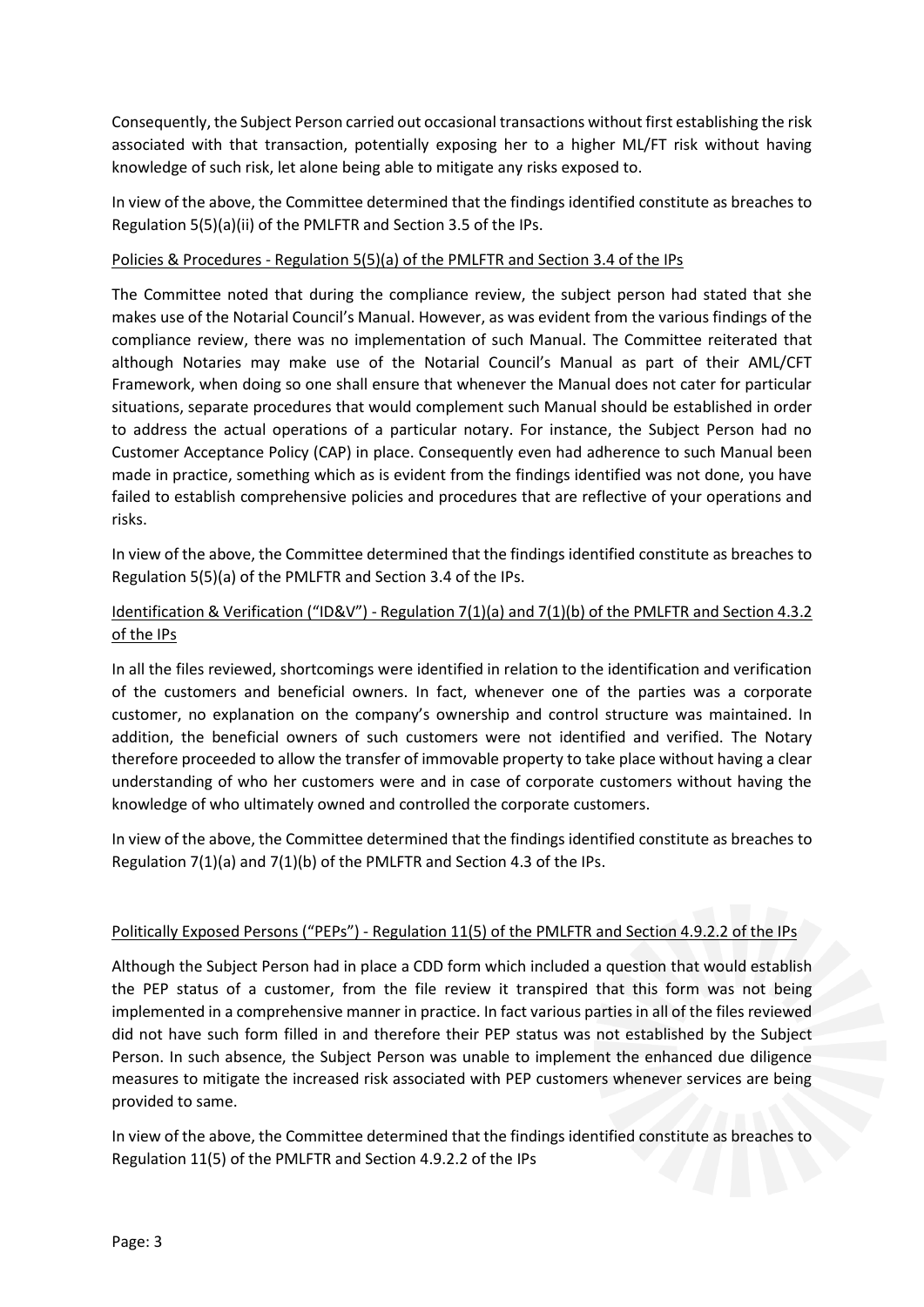Consequently, the Subject Person carried out occasional transactions without first establishing the risk associated with that transaction, potentially exposing her to a higher ML/FT risk without having knowledge of such risk, let alone being able to mitigate any risks exposed to.

In view of the above, the Committee determined that the findings identified constitute as breaches to Regulation 5(5)(a)(ii) of the PMLFTR and Section 3.5 of the IPs.

Policies & Procedures - Regulation 5(5)(a) of the PMLFTR and Section 3.4 of the IPs

The Committee noted that during the compliance review, the subject person had stated that she makes use of the Notarial Council's Manual. However, as was evident from the various findings of the compliance review, there was no implementation of such Manual. The Committee reiterated that although Notaries may make use of the Notarial Council's Manual as part of their AML/CFT Framework, when doing so one shall ensure that whenever the Manual does not cater for particular situations, separate procedures that would complement such Manual should be established in order to address the actual operations of a particular notary. For instance, the Subject Person had no Customer Acceptance Policy (CAP) in place. Consequently even had adherence to such Manual been made in practice, something which as is evident from the findings identified was not done, you have failed to establish comprehensive policies and procedures that are reflective of your operations and risks.

In view of the above, the Committee determined that the findings identified constitute as breaches to Regulation 5(5)(a) of the PMLFTR and Section 3.4 of the IPs.

Identification & Verification ("ID&V") - Regulation 7(1)(a) and 7(1)(b) of the PMLFTR and Section 4.3.2 of the IPs

In all the files reviewed, shortcomings were identified in relation to the identification and verification of the customers and beneficial owners. In fact, whenever one of the parties was a corporate customer, no explanation on the company's ownership and control structure was maintained. In addition, the beneficial owners of such customers were not identified and verified. The Notary therefore proceeded to allow the transfer of immovable property to take place without having a clear understanding of who her customers were and in case of corporate customers without having the knowledge of who ultimately owned and controlled the corporate customers.

In view of the above, the Committee determined that the findings identified constitute as breaches to Regulation 7(1)(a) and 7(1)(b) of the PMLFTR and Section 4.3 of the IPs.

Politically Exposed Persons ("PEPs") - Regulation 11(5) of the PMLFTR and Section 4.9.2.2 of the IPs

Although the Subject Person had in place a CDD form which included a question that would establish the PEP status of a customer, from the file review it transpired that this form was not being implemented in a comprehensive manner in practice. In fact various parties in all of the files reviewed did not have such form filled in and therefore their PEP status was not established by the Subject Person. In such absence, the Subject Person was unable to implement the enhanced due diligence measures to mitigate the increased risk associated with PEP customers whenever services are being provided to same.

In view of the above, the Committee determined that the findings identified constitute as breaches to Regulation 11(5) of the PMLFTR and Section 4.9.2.2 of the IPs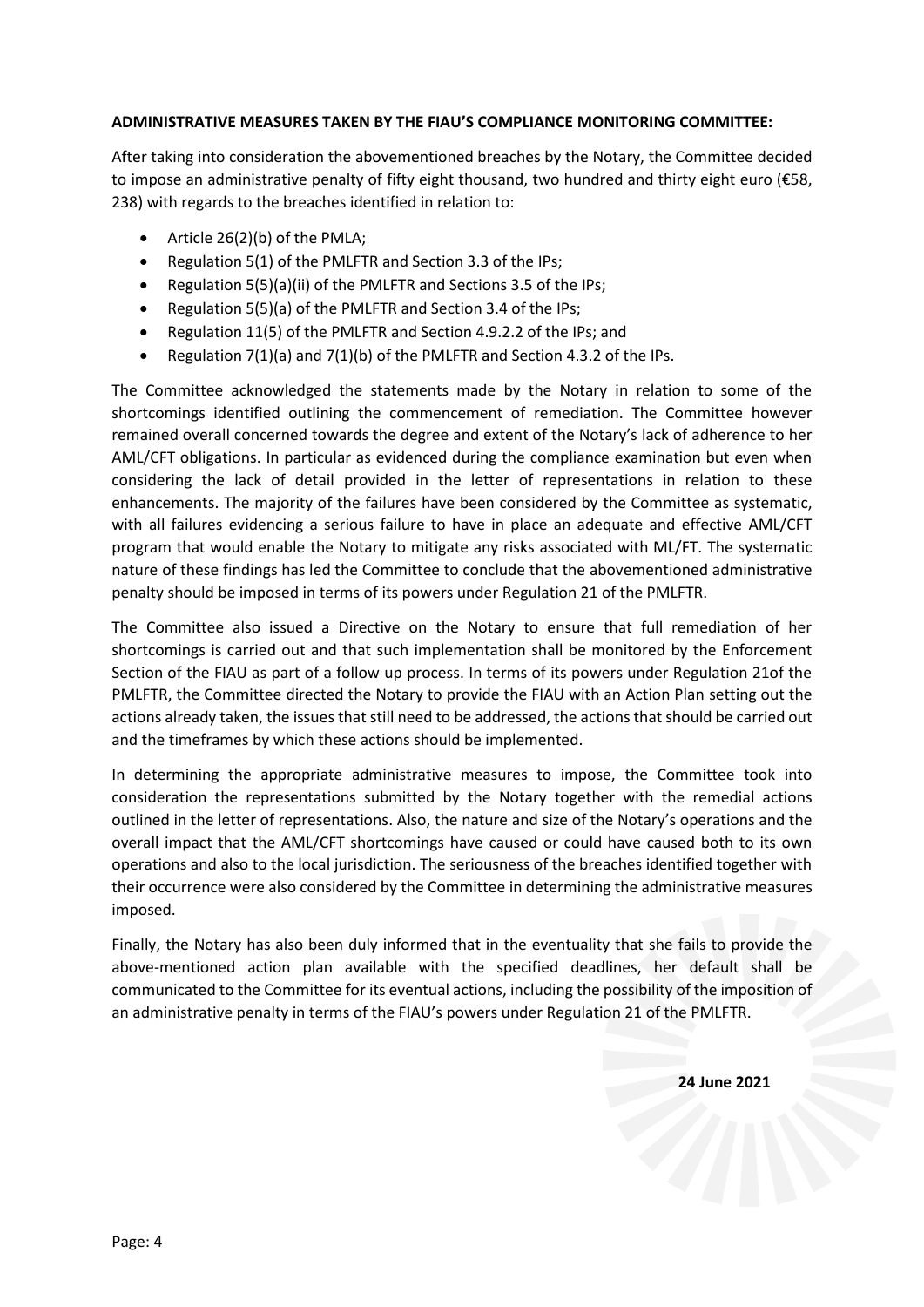**ADMINISTRATIVE MEASURES TAKEN BY THE FIAU'S COMPLIANCE MONITORING COMMITTEE:**

After taking into consideration the abovementioned breaches by the Notary, the Committee decided to impose an administrative penalty of fifty eight thousand, two hundred and thirty eight euro (€58, 238) with regards to the breaches identified in relation to:

- Article 26(2)(b) of the PMLA;
- Regulation 5(1) of the PMLFTR and Section 3.3 of the IPs;
- Regulation 5(5)(a)(ii) of the PMLFTR and Sections 3.5 of the IPs;
- Regulation 5(5)(a) of the PMLFTR and Section 3.4 of the IPs;
- Regulation 11(5) of the PMLFTR and Section 4.9.2.2 of the IPs; and
- Regulation 7(1)(a) and 7(1)(b) of the PMLFTR and Section 4.3.2 of the IPs.

The Committee acknowledged the statements made by the Notary in relation to some of the shortcomings identified outlining the commencement of remediation. The Committee however remained overall concerned towards the degree and extent of the Notary's lack of adherence to her AML/CFT obligations. In particular as evidenced during the compliance examination but even when considering the lack of detail provided in the letter of representations in relation to these enhancements. The majority of the failures have been considered by the Committee as systematic, with all failures evidencing a serious failure to have in place an adequate and effective AML/CFT program that would enable the Notary to mitigate any risks associated with ML/FT. The systematic nature of these findings has led the Committee to conclude that the abovementioned administrative penalty should be imposed in terms of its powers under Regulation 21 of the PMLFTR.

The Committee also issued a Directive on the Notary to ensure that full remediation of her shortcomings is carried out and that such implementation shall be monitored by the Enforcement Section of the FIAU as part of a follow up process. In terms of its powers under Regulation 21of the PMLFTR, the Committee directed the Notary to provide the FIAU with an Action Plan setting out the actions already taken, the issues that still need to be addressed, the actions that should be carried out and the timeframes by which these actions should be implemented.

In determining the appropriate administrative measures to impose, the Committee took into consideration the representations submitted by the Notary together with the remedial actions outlined in the letter of representations. Also, the nature and size of the Notary's operations and the overall impact that the AML/CFT shortcomings have caused or could have caused both to its own operations and also to the local jurisdiction. The seriousness of the breaches identified together with their occurrence were also considered by the Committee in determining the administrative measures imposed.

Finally, the Notary has also been duly informed that in the eventuality that she fails to provide the above-mentioned action plan available with the specified deadlines, her default shall be communicated to the Committee for its eventual actions, including the possibility of the imposition of an administrative penalty in terms of the FIAU's powers under Regulation 21 of the PMLFTR.

**24 June 2021**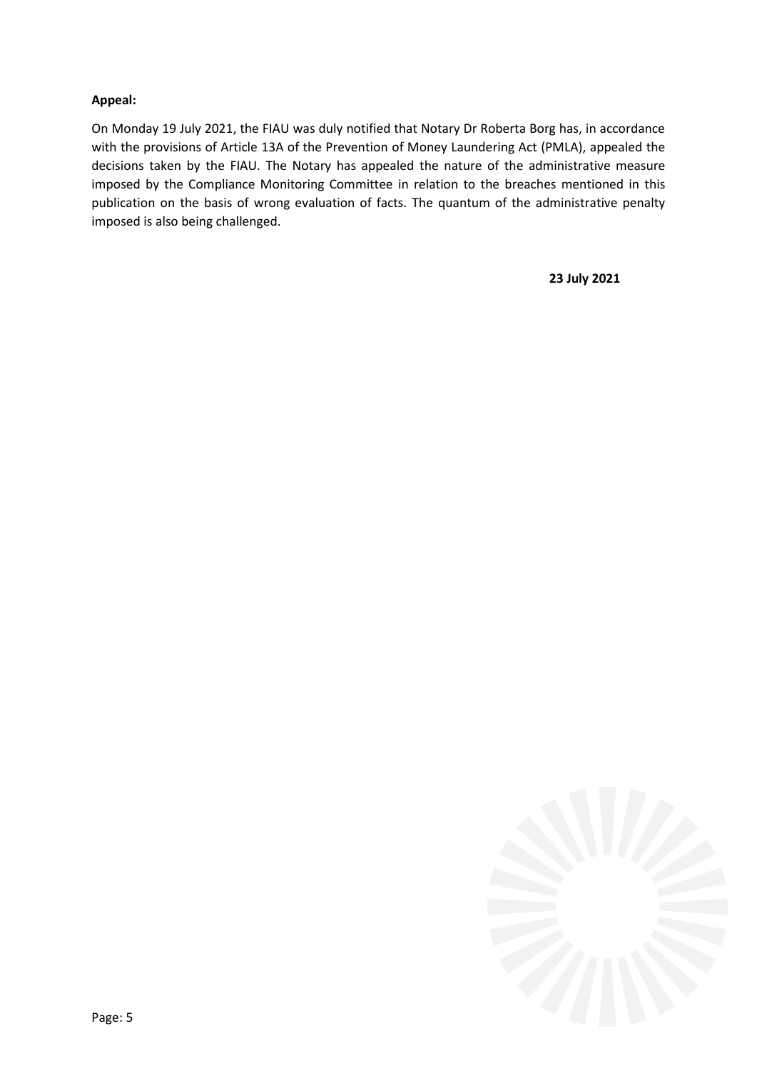**Appeal:**

On Monday 19 July 2021, the FIAU was duly notified that Notary Dr Roberta Borg has, in accordance with the provisions of Article 13A of the Prevention of Money Laundering Act (PMLA), appealed the decisions taken by the FIAU. The Notary has appealed the nature of the administrative measure imposed by the Compliance Monitoring Committee in relation to the breaches mentioned in this publication on the basis of wrong evaluation of facts. The quantum of the administrative penalty imposed is also being challenged.

**23 July 2021**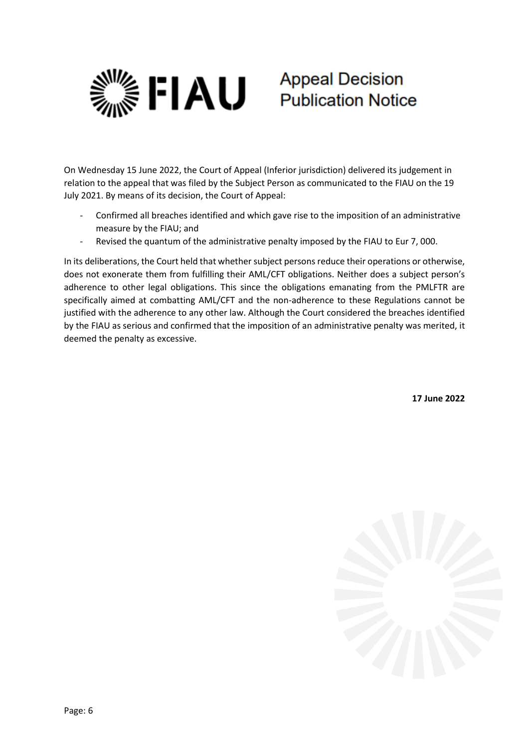# FIAU Appeal Decision Publication Notice

On Wednesday 15 June 2022, the Court of Appeal (Inferior jurisdiction) delivered its judgement in relation to the appeal that was filed by the Subject Person as communicated to the FIAU on the 19 July 2021. By means of its decision, the Court of Appeal:

- Confirmed all breaches identified and which gave rise to the imposition of an administrative measure by the FIAU; and
- Revised the quantum of the administrative penalty imposed by the FIAU to Eur 7, 000.

In its deliberations, the Court held that whether subject persons reduce their operations or otherwise, does not exonerate them from fulfilling their AML/CFT obligations. Neither does a subject person's adherence to other legal obligations. This since the obligations emanating from the PMLFTR are specifically aimed at combatting AML/CFT and the non-adherence to these Regulations cannot be justified with the adherence to any other law. Although the Court considered the breaches identified by the FIAU as serious and confirmed that the imposition of an administrative penalty was merited, it deemed the penalty as excessive.

**17 June 2022**